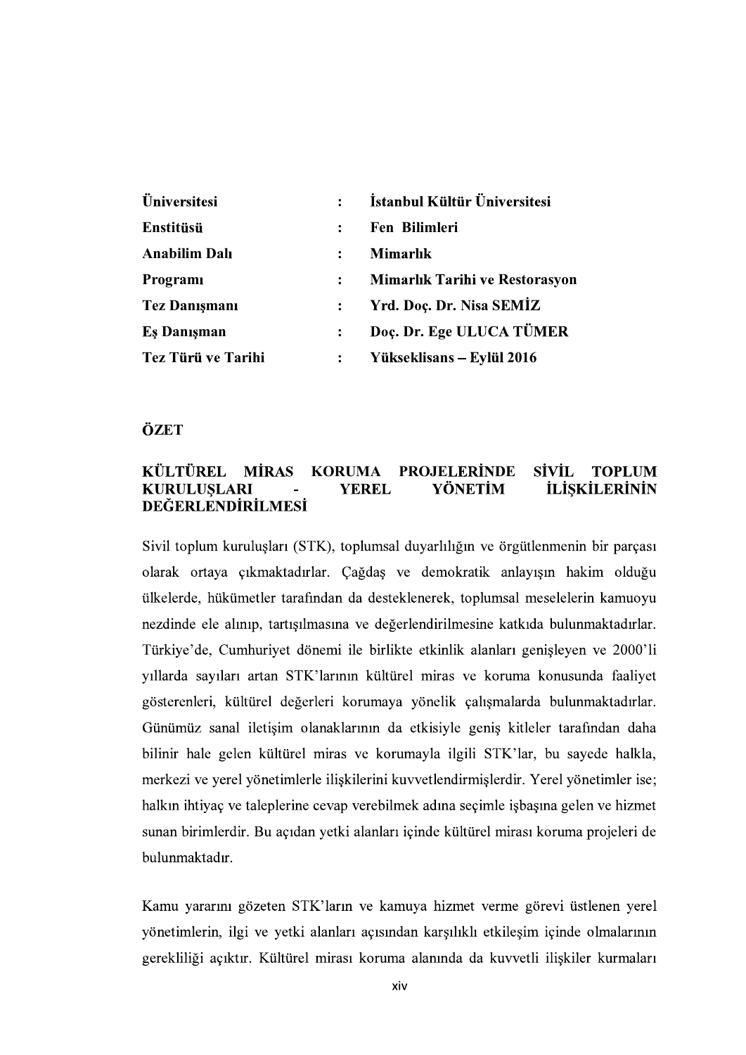| | | |
|---|---|---|
| **Üniversitesi** | **:** | **İstanbul Kültür Üniversitesi** |
| **Enstitüsü** | **:** | **Fen Bilimleri** |
| **Anabilim Dalı** | **:** | **Mimarlık** |
| **Programı** | **:** | **Mimarlık Tarihi ve Restorasyon** |
| **Tez Danışmanı** | **:** | **Yrd. Doç. Dr. Nisa SEMİZ** |
| **Eş Danışman** | **:** | **Doç. Dr. Ege ULUCA TÜMER** |
| **Tez Türü ve Tarihi** | **:** | **Yükseklisans – Eylül 2016** |

## ÖZET

### KÜLTÜREL MİRAS KORUMA PROJELERİNDE SİVİL TOPLUM KURULUŞLARI - YEREL YÖNETİM İLİŞKİLERİNİN DEĞERLENDİRİLMESİ

Sivil toplum kuruluşları (STK), toplumsal duyarlılığın ve örgütlenmenin bir parçası olarak ortaya çıkmaktadırlar. Çağdaş ve demokratik anlayışın hakim olduğu ülkelerde, hükümetler tarafından da desteklenerek, toplumsal meselelerin kamuoyu nezdinde ele alınıp, tartışılmasına ve değerlendirilmesine katkıda bulunmaktadırlar. Türkiye'de, Cumhuriyet dönemi ile birlikte etkinlik alanları genişleyen ve 2000'li yıllarda sayıları artan STK'larının kültürel miras ve koruma konusunda faaliyet gösterenleri, kültürel değerleri korumaya yönelik çalışmalarda bulunmaktadırlar. Günümüz sanal iletişim olanaklarının da etkisiyle geniş kitleler tarafından daha bilinir hale gelen kültürel miras ve korumayla ilgili STK'lar, bu sayede halkla, merkezi ve yerel yönetimlerle ilişkilerini kuvvetlendirmişlerdir. Yerel yönetimler ise; halkın ihtiyaç ve taleplerine cevap verebilmek adına seçimle işbaşına gelen ve hizmet sunan birimlerdir. Bu açıdan yetki alanları içinde kültürel mirası koruma projeleri de bulunmaktadır.

Kamu yararını gözeten STK'ların ve kamuya hizmet verme görevi üstlenen yerel yönetimlerin, ilgi ve yetki alanları açısından karşılıklı etkileşim içinde olmalarının gerekliliği açıktır. Kültürel mirası koruma alanında da kuvvetli ilişkiler kurmaları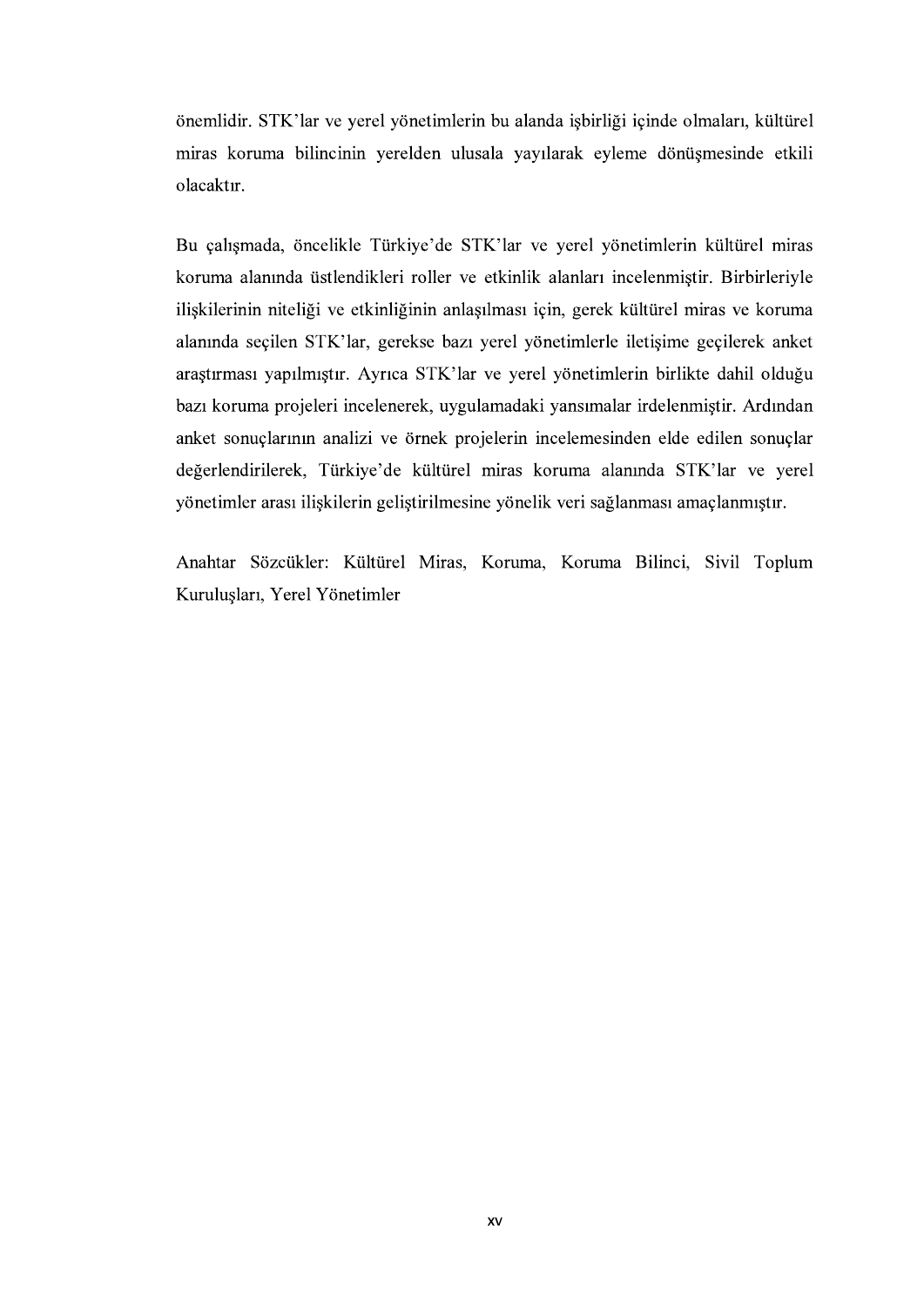önemlidir. STK'lar ve yerel yönetimlerin bu alanda işbirliği içinde olmaları, kültürel miras koruma bilincinin yerelden ulusala yayılarak eyleme dönüşmesinde etkili olacaktır.

Bu çalışmada, öncelikle Türkiye'de STK'lar ve yerel yönetimlerin kültürel miras koruma alanında üstlendikleri roller ve etkinlik alanları incelenmiştir. Birbirleriyle ilişkilerinin niteliği ve etkinliğinin anlaşılması için, gerek kültürel miras ve koruma alanında seçilen STK'lar, gerekse bazı yerel yönetimlerle iletişime geçilerek anket araştırması yapılmıştır. Ayrıca STK'lar ve yerel yönetimlerin birlikte dahil olduğu bazı koruma projeleri incelenerek, uygulamadaki yansımalar irdelenmiştir. Ardından anket sonuçlarının analizi ve örnek projelerin incelemesinden elde edilen sonuçlar değerlendirilerek, Türkiye'de kültürel miras koruma alanında STK'lar ve yerel yönetimler arası ilişkilerin geliştirilmesine yönelik veri sağlanması amaçlanmıştır.

Anahtar Sözcükler: Kültürel Miras, Koruma, Koruma Bilinci, Sivil Toplum Kuruluşları, Yerel Yönetimler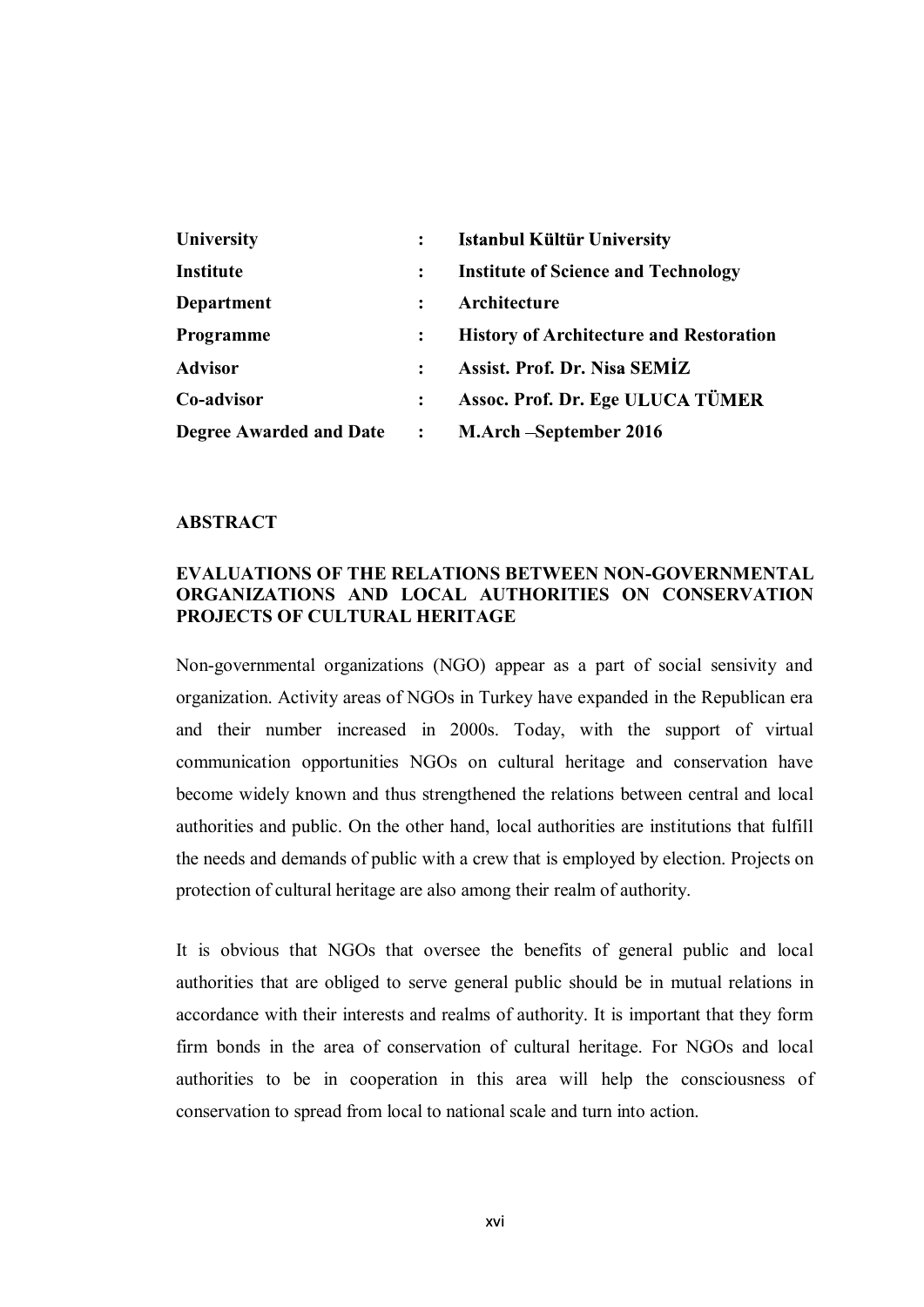| | | |
|---|---|---|
| **University** | **:** | **Istanbul Kültür University** |
| **Institute** | **:** | **Institute of Science and Technology** |
| **Department** | **:** | **Architecture** |
| **Programme** | **:** | **History of Architecture and Restoration** |
| **Advisor** | **:** | **Assist. Prof. Dr. Nisa SEMİZ** |
| **Co-advisor** | **:** | **Assoc. Prof. Dr. Ege ULUCA TÜMER** |
| **Degree Awarded and Date** | **:** | **M.Arch –September 2016** |

## ABSTRACT

### EVALUATIONS OF THE RELATIONS BETWEEN NON-GOVERNMENTAL ORGANIZATIONS AND LOCAL AUTHORITIES ON CONSERVATION PROJECTS OF CULTURAL HERITAGE

Non-governmental organizations (NGO) appear as a part of social sensivity and organization. Activity areas of NGOs in Turkey have expanded in the Republican era and their number increased in 2000s. Today, with the support of virtual communication opportunities NGOs on cultural heritage and conservation have become widely known and thus strengthened the relations between central and local authorities and public. On the other hand, local authorities are institutions that fulfill the needs and demands of public with a crew that is employed by election. Projects on protection of cultural heritage are also among their realm of authority.

It is obvious that NGOs that oversee the benefits of general public and local authorities that are obliged to serve general public should be in mutual relations in accordance with their interests and realms of authority. It is important that they form firm bonds in the area of conservation of cultural heritage. For NGOs and local authorities to be in cooperation in this area will help the consciousness of conservation to spread from local to national scale and turn into action.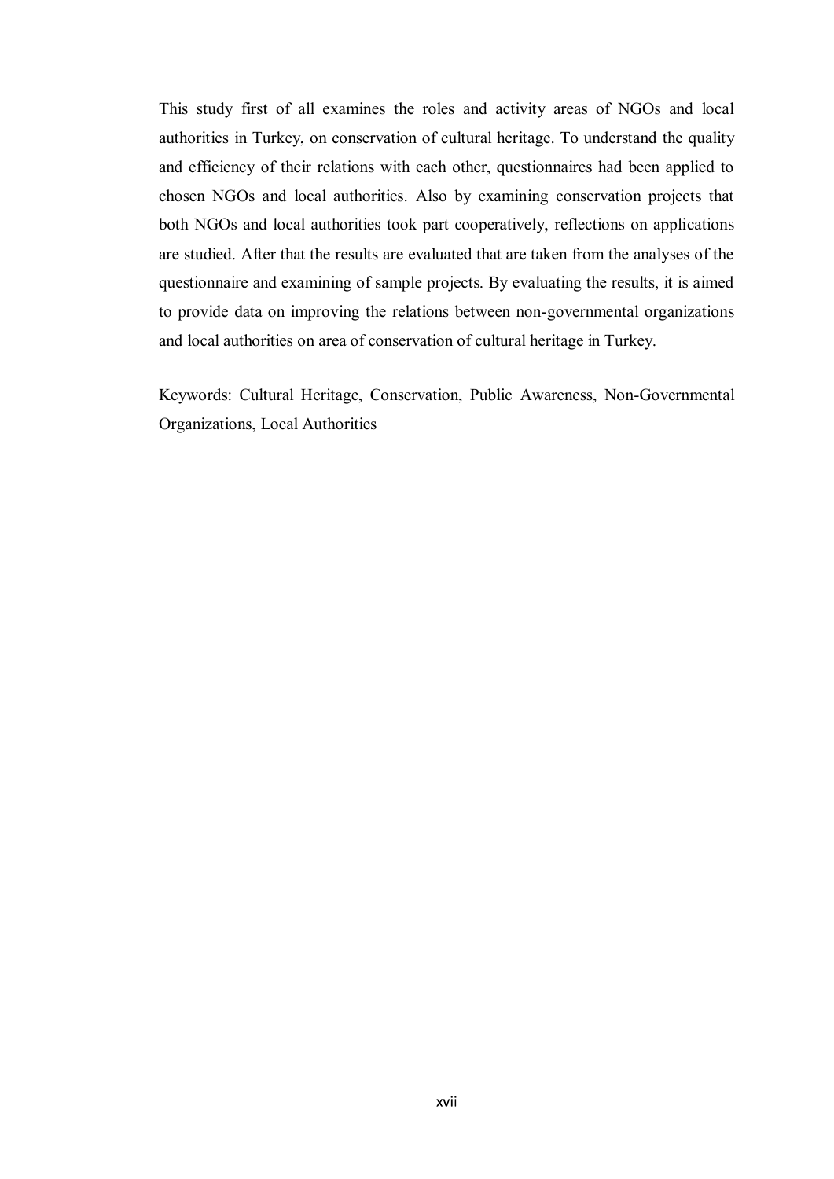This study first of all examines the roles and activity areas of NGOs and local authorities in Turkey, on conservation of cultural heritage. To understand the quality and efficiency of their relations with each other, questionnaires had been applied to chosen NGOs and local authorities. Also by examining conservation projects that both NGOs and local authorities took part cooperatively, reflections on applications are studied. After that the results are evaluated that are taken from the analyses of the questionnaire and examining of sample projects. By evaluating the results, it is aimed to provide data on improving the relations between non-governmental organizations and local authorities on area of conservation of cultural heritage in Turkey.

Keywords: Cultural Heritage, Conservation, Public Awareness, Non-Governmental Organizations, Local Authorities